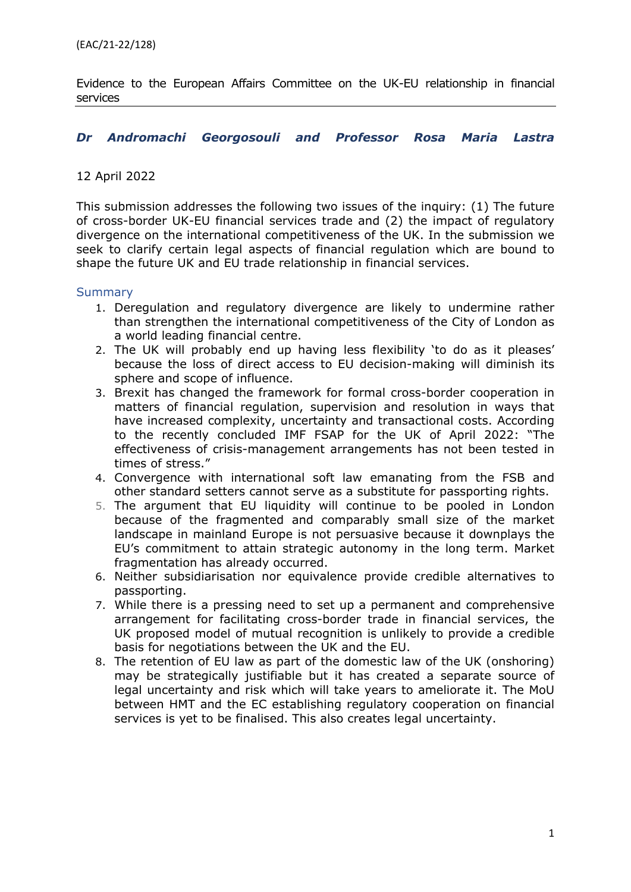(EAC/21-22/128)

Evidence to the European Affairs Committee on the UK-EU relationship in financial services

***Dr Andromachi Georgosouli and Professor Rosa Maria Lastra***

12 April 2022

This submission addresses the following two issues of the inquiry: (1) The future of cross-border UK-EU financial services trade and (2) the impact of regulatory divergence on the international competitiveness of the UK. In the submission we seek to clarify certain legal aspects of financial regulation which are bound to shape the future UK and EU trade relationship in financial services.

## Summary

1. Deregulation and regulatory divergence are likely to undermine rather than strengthen the international competitiveness of the City of London as a world leading financial centre.
2. The UK will probably end up having less flexibility 'to do as it pleases' because the loss of direct access to EU decision-making will diminish its sphere and scope of influence.
3. Brexit has changed the framework for formal cross-border cooperation in matters of financial regulation, supervision and resolution in ways that have increased complexity, uncertainty and transactional costs. According to the recently concluded IMF FSAP for the UK of April 2022: "The effectiveness of crisis-management arrangements has not been tested in times of stress."
4. Convergence with international soft law emanating from the FSB and other standard setters cannot serve as a substitute for passporting rights.
5. The argument that EU liquidity will continue to be pooled in London because of the fragmented and comparably small size of the market landscape in mainland Europe is not persuasive because it downplays the EU's commitment to attain strategic autonomy in the long term. Market fragmentation has already occurred.
6. Neither subsidiarisation nor equivalence provide credible alternatives to passporting.
7. While there is a pressing need to set up a permanent and comprehensive arrangement for facilitating cross-border trade in financial services, the UK proposed model of mutual recognition is unlikely to provide a credible basis for negotiations between the UK and the EU.
8. The retention of EU law as part of the domestic law of the UK (onshoring) may be strategically justifiable but it has created a separate source of legal uncertainty and risk which will take years to ameliorate it. The MoU between HMT and the EC establishing regulatory cooperation on financial services is yet to be finalised. This also creates legal uncertainty.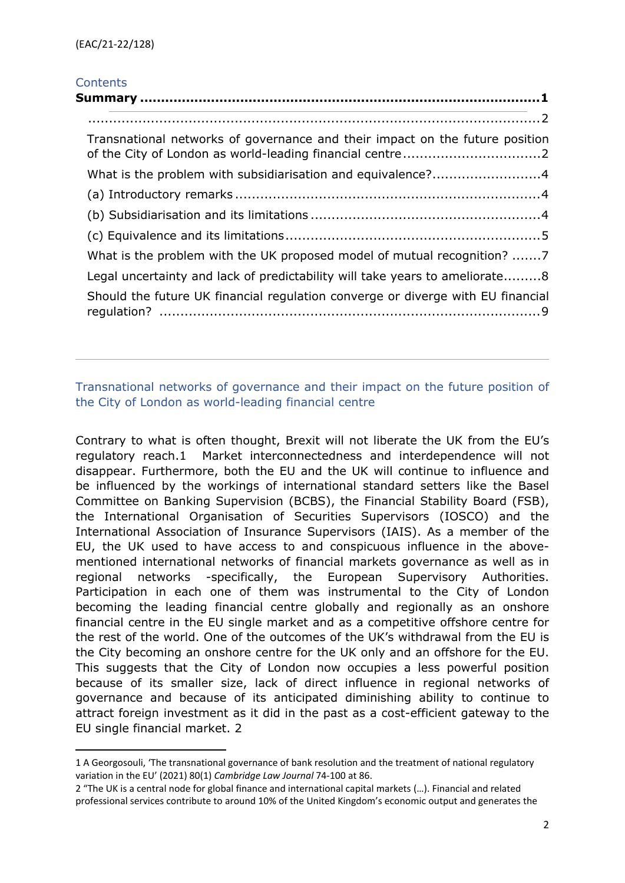(EAC/21-22/128)

Contents

**Summary ....................................................................................1**

.................................................................................................2

Transnational networks of governance and their impact on the future position of the City of London as world-leading financial centre ..................................2

What is the problem with subsidiarisation and equivalence?..........................4

(a) Introductory remarks ........................................................................4

(b) Subsidiarisation and its limitations ......................................................4

(c) Equivalence and its limitations ............................................................5

What is the problem with the UK proposed model of mutual recognition? .......7

Legal uncertainty and lack of predictability will take years to ameliorate.........8

Should the future UK financial regulation converge or diverge with EU financial regulation? ..........................................................................................9

---

## Transnational networks of governance and their impact on the future position of the City of London as world-leading financial centre

Contrary to what is often thought, Brexit will not liberate the UK from the EU's regulatory reach.[1] Market interconnectedness and interdependence will not disappear. Furthermore, both the EU and the UK will continue to influence and be influenced by the workings of international standard setters like the Basel Committee on Banking Supervision (BCBS), the Financial Stability Board (FSB), the International Organisation of Securities Supervisors (IOSCO) and the International Association of Insurance Supervisors (IAIS). As a member of the EU, the UK used to have access to and conspicuous influence in the above-mentioned international networks of financial markets governance as well as in regional networks -specifically, the European Supervisory Authorities. Participation in each one of them was instrumental to the City of London becoming the leading financial centre globally and regionally as an onshore financial centre in the EU single market and as a competitive offshore centre for the rest of the world. One of the outcomes of the UK's withdrawal from the EU is the City becoming an onshore centre for the UK only and an offshore for the EU. This suggests that the City of London now occupies a less powerful position because of its smaller size, lack of direct influence in regional networks of governance and because of its anticipated diminishing ability to continue to attract foreign investment as it did in the past as a cost-efficient gateway to the EU single financial market. [2]

---

1 A Georgosouli, 'The transnational governance of bank resolution and the treatment of national regulatory variation in the EU' (2021) 80(1) *Cambridge Law Journal* 74-100 at 86.

2 "The UK is a central node for global finance and international capital markets (…). Financial and related professional services contribute to around 10% of the United Kingdom's economic output and generates the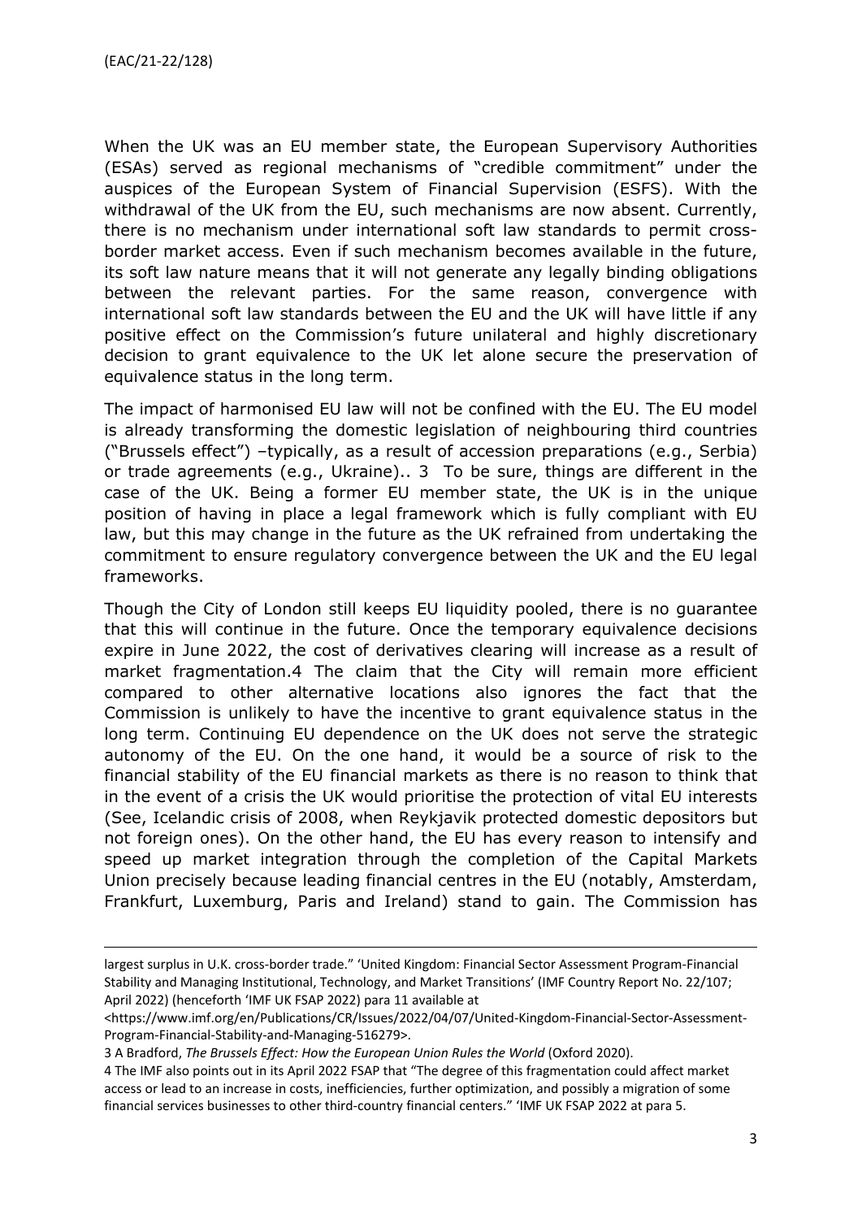When the UK was an EU member state, the European Supervisory Authorities (ESAs) served as regional mechanisms of "credible commitment" under the auspices of the European System of Financial Supervision (ESFS). With the withdrawal of the UK from the EU, such mechanisms are now absent. Currently, there is no mechanism under international soft law standards to permit cross-border market access. Even if such mechanism becomes available in the future, its soft law nature means that it will not generate any legally binding obligations between the relevant parties. For the same reason, convergence with international soft law standards between the EU and the UK will have little if any positive effect on the Commission's future unilateral and highly discretionary decision to grant equivalence to the UK let alone secure the preservation of equivalence status in the long term.

The impact of harmonised EU law will not be confined with the EU. The EU model is already transforming the domestic legislation of neighbouring third countries ("Brussels effect") –typically, as a result of accession preparations (e.g., Serbia) or trade agreements (e.g., Ukraine).. [3] To be sure, things are different in the case of the UK. Being a former EU member state, the UK is in the unique position of having in place a legal framework which is fully compliant with EU law, but this may change in the future as the UK refrained from undertaking the commitment to ensure regulatory convergence between the UK and the EU legal frameworks.

Though the City of London still keeps EU liquidity pooled, there is no guarantee that this will continue in the future. Once the temporary equivalence decisions expire in June 2022, the cost of derivatives clearing will increase as a result of market fragmentation.[4] The claim that the City will remain more efficient compared to other alternative locations also ignores the fact that the Commission is unlikely to have the incentive to grant equivalence status in the long term. Continuing EU dependence on the UK does not serve the strategic autonomy of the EU. On the one hand, it would be a source of risk to the financial stability of the EU financial markets as there is no reason to think that in the event of a crisis the UK would prioritise the protection of vital EU interests (See, Icelandic crisis of 2008, when Reykjavik protected domestic depositors but not foreign ones). On the other hand, the EU has every reason to intensify and speed up market integration through the completion of the Capital Markets Union precisely because leading financial centres in the EU (notably, Amsterdam, Frankfurt, Luxemburg, Paris and Ireland) stand to gain. The Commission has

---

largest surplus in U.K. cross-border trade." 'United Kingdom: Financial Sector Assessment Program-Financial Stability and Managing Institutional, Technology, and Market Transitions' (IMF Country Report No. 22/107; April 2022) (henceforth 'IMF UK FSAP 2022) para 11 available at <https://www.imf.org/en/Publications/CR/Issues/2022/04/07/United-Kingdom-Financial-Sector-Assessment-Program-Financial-Stability-and-Managing-516279>.

[3] A Bradford, *The Brussels Effect: How the European Union Rules the World* (Oxford 2020).

[4] The IMF also points out in its April 2022 FSAP that "The degree of this fragmentation could affect market access or lead to an increase in costs, inefficiencies, further optimization, and possibly a migration of some financial services businesses to other third-country financial centers." 'IMF UK FSAP 2022 at para 5.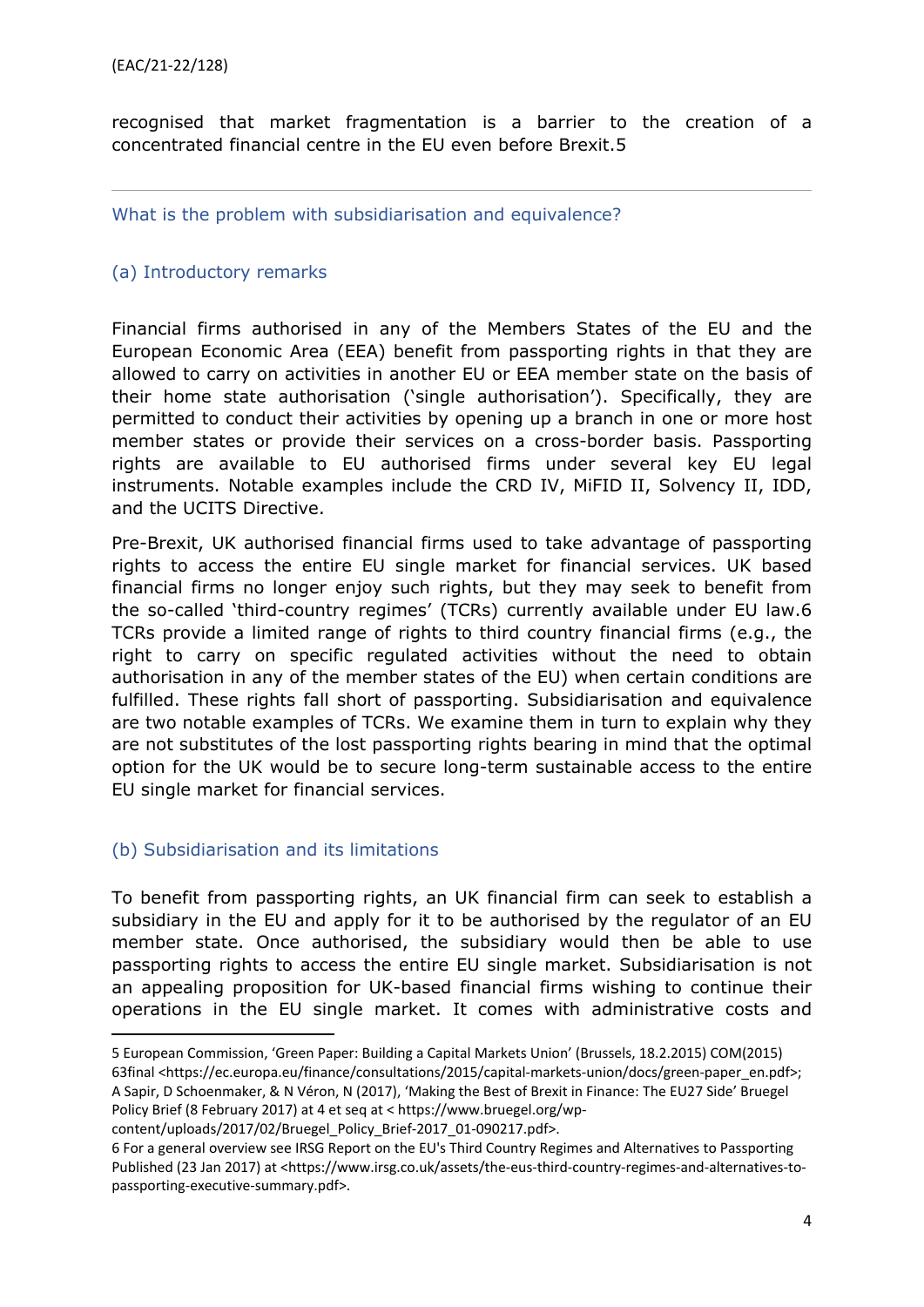recognised that market fragmentation is a barrier to the creation of a concentrated financial centre in the EU even before Brexit.[5]

## What is the problem with subsidiarisation and equivalence?

### (a) Introductory remarks

Financial firms authorised in any of the Members States of the EU and the European Economic Area (EEA) benefit from passporting rights in that they are allowed to carry on activities in another EU or EEA member state on the basis of their home state authorisation ('single authorisation'). Specifically, they are permitted to conduct their activities by opening up a branch in one or more host member states or provide their services on a cross-border basis. Passporting rights are available to EU authorised firms under several key EU legal instruments. Notable examples include the CRD IV, MiFID II, Solvency II, IDD, and the UCITS Directive.

Pre-Brexit, UK authorised financial firms used to take advantage of passporting rights to access the entire EU single market for financial services. UK based financial firms no longer enjoy such rights, but they may seek to benefit from the so-called 'third-country regimes' (TCRs) currently available under EU law.[6] TCRs provide a limited range of rights to third country financial firms (e.g., the right to carry on specific regulated activities without the need to obtain authorisation in any of the member states of the EU) when certain conditions are fulfilled. These rights fall short of passporting. Subsidiarisation and equivalence are two notable examples of TCRs. We examine them in turn to explain why they are not substitutes of the lost passporting rights bearing in mind that the optimal option for the UK would be to secure long-term sustainable access to the entire EU single market for financial services.

### (b) Subsidiarisation and its limitations

To benefit from passporting rights, an UK financial firm can seek to establish a subsidiary in the EU and apply for it to be authorised by the regulator of an EU member state. Once authorised, the subsidiary would then be able to use passporting rights to access the entire EU single market. Subsidiarisation is not an appealing proposition for UK-based financial firms wishing to continue their operations in the EU single market. It comes with administrative costs and

---

5 European Commission, 'Green Paper: Building a Capital Markets Union' (Brussels, 18.2.2015) COM(2015) 63final <https://ec.europa.eu/finance/consultations/2015/capital-markets-union/docs/green-paper_en.pdf>; A Sapir, D Schoenmaker, & N Véron, N (2017), 'Making the Best of Brexit in Finance: The EU27 Side' Bruegel Policy Brief (8 February 2017) at 4 et seq at < https://www.bruegel.org/wp-content/uploads/2017/02/Bruegel_Policy_Brief-2017_01-090217.pdf>.

6 For a general overview see IRSG Report on the EU's Third Country Regimes and Alternatives to Passporting Published (23 Jan 2017) at <https://www.irsg.co.uk/assets/the-eus-third-country-regimes-and-alternatives-to-passporting-executive-summary.pdf>.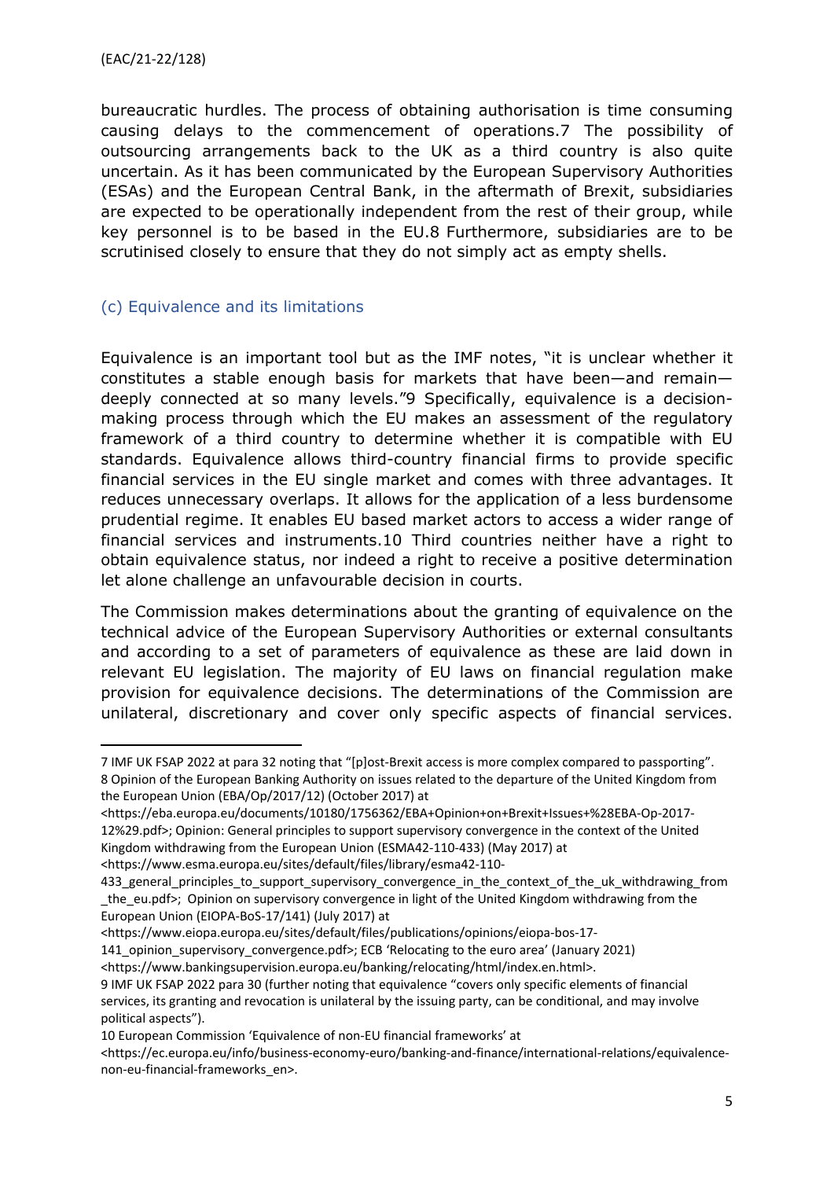bureaucratic hurdles. The process of obtaining authorisation is time consuming causing delays to the commencement of operations.[7] The possibility of outsourcing arrangements back to the UK as a third country is also quite uncertain. As it has been communicated by the European Supervisory Authorities (ESAs) and the European Central Bank, in the aftermath of Brexit, subsidiaries are expected to be operationally independent from the rest of their group, while key personnel is to be based in the EU.[8] Furthermore, subsidiaries are to be scrutinised closely to ensure that they do not simply act as empty shells.

### (c) Equivalence and its limitations

Equivalence is an important tool but as the IMF notes, "it is unclear whether it constitutes a stable enough basis for markets that have been—and remain—deeply connected at so many levels."[9] Specifically, equivalence is a decision-making process through which the EU makes an assessment of the regulatory framework of a third country to determine whether it is compatible with EU standards. Equivalence allows third-country financial firms to provide specific financial services in the EU single market and comes with three advantages. It reduces unnecessary overlaps. It allows for the application of a less burdensome prudential regime. It enables EU based market actors to access a wider range of financial services and instruments.[10] Third countries neither have a right to obtain equivalence status, nor indeed a right to receive a positive determination let alone challenge an unfavourable decision in courts.

The Commission makes determinations about the granting of equivalence on the technical advice of the European Supervisory Authorities or external consultants and according to a set of parameters of equivalence as these are laid down in relevant EU legislation. The majority of EU laws on financial regulation make provision for equivalence decisions. The determinations of the Commission are unilateral, discretionary and cover only specific aspects of financial services.

---

7 IMF UK FSAP 2022 at para 32 noting that "[p]ost-Brexit access is more complex compared to passporting".

8 Opinion of the European Banking Authority on issues related to the departure of the United Kingdom from the European Union (EBA/Op/2017/12) (October 2017) at <https://eba.europa.eu/documents/10180/1756362/EBA+Opinion+on+Brexit+Issues+%28EBA-Op-2017-12%29.pdf>; Opinion: General principles to support supervisory convergence in the context of the United Kingdom withdrawing from the European Union (ESMA42-110-433) (May 2017) at <https://www.esma.europa.eu/sites/default/files/library/esma42-110-433_general_principles_to_support_supervisory_convergence_in_the_context_of_the_uk_withdrawing_from_the_eu.pdf>; Opinion on supervisory convergence in light of the United Kingdom withdrawing from the European Union (EIOPA-BoS-17/141) (July 2017) at <https://www.eiopa.europa.eu/sites/default/files/publications/opinions/eiopa-bos-17-141_opinion_supervisory_convergence.pdf>; ECB 'Relocating to the euro area' (January 2021) <https://www.bankingsupervision.europa.eu/banking/relocating/html/index.en.html>.

9 IMF UK FSAP 2022 para 30 (further noting that equivalence "covers only specific elements of financial services, its granting and revocation is unilateral by the issuing party, can be conditional, and may involve political aspects").

10 European Commission 'Equivalence of non-EU financial frameworks' at <https://ec.europa.eu/info/business-economy-euro/banking-and-finance/international-relations/equivalence-non-eu-financial-frameworks_en>.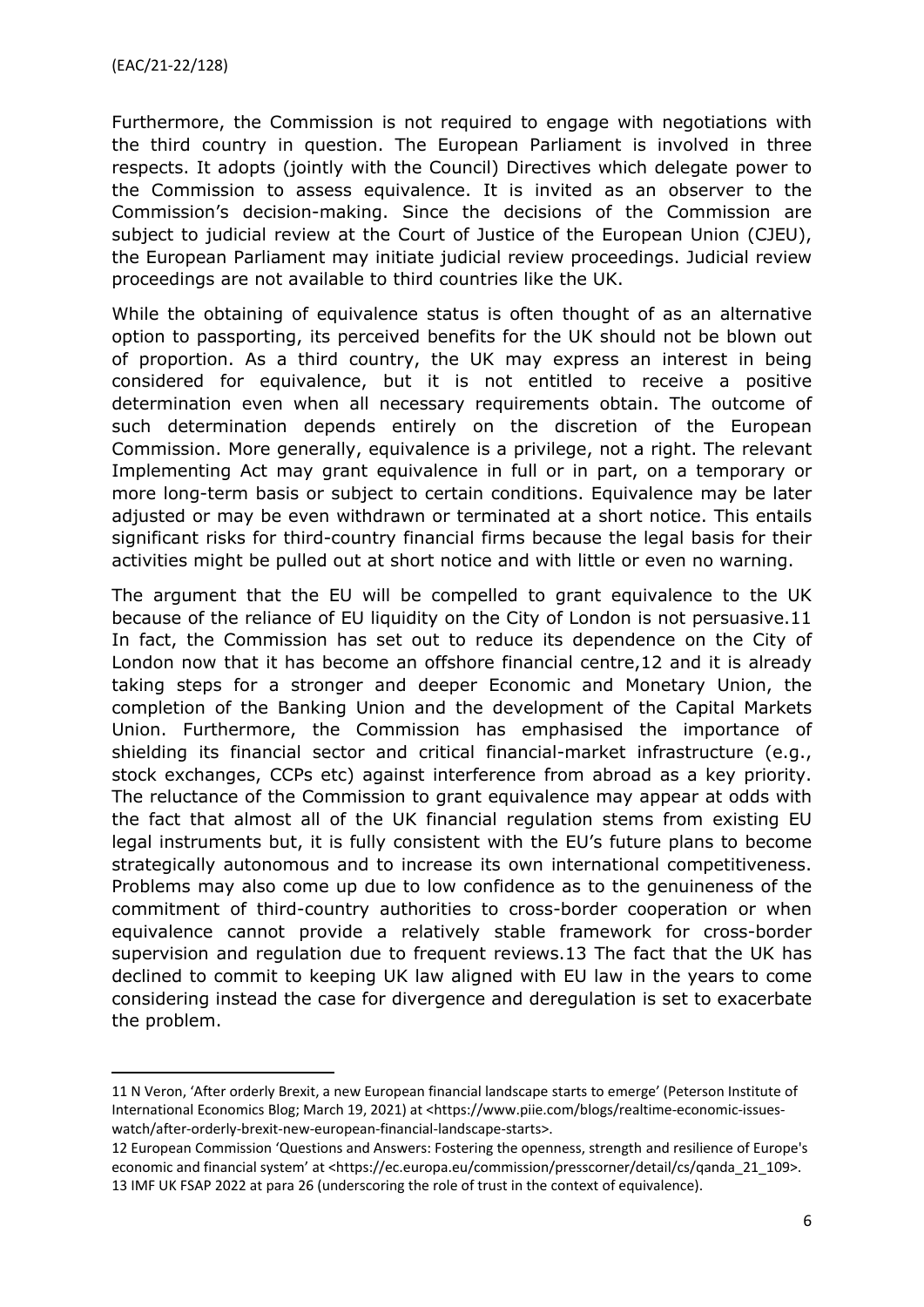Furthermore, the Commission is not required to engage with negotiations with the third country in question. The European Parliament is involved in three respects. It adopts (jointly with the Council) Directives which delegate power to the Commission to assess equivalence. It is invited as an observer to the Commission's decision-making. Since the decisions of the Commission are subject to judicial review at the Court of Justice of the European Union (CJEU), the European Parliament may initiate judicial review proceedings. Judicial review proceedings are not available to third countries like the UK.

While the obtaining of equivalence status is often thought of as an alternative option to passporting, its perceived benefits for the UK should not be blown out of proportion. As a third country, the UK may express an interest in being considered for equivalence, but it is not entitled to receive a positive determination even when all necessary requirements obtain. The outcome of such determination depends entirely on the discretion of the European Commission. More generally, equivalence is a privilege, not a right. The relevant Implementing Act may grant equivalence in full or in part, on a temporary or more long-term basis or subject to certain conditions. Equivalence may be later adjusted or may be even withdrawn or terminated at a short notice. This entails significant risks for third-country financial firms because the legal basis for their activities might be pulled out at short notice and with little or even no warning.

The argument that the EU will be compelled to grant equivalence to the UK because of the reliance of EU liquidity on the City of London is not persuasive.[11] In fact, the Commission has set out to reduce its dependence on the City of London now that it has become an offshore financial centre,[12] and it is already taking steps for a stronger and deeper Economic and Monetary Union, the completion of the Banking Union and the development of the Capital Markets Union. Furthermore, the Commission has emphasised the importance of shielding its financial sector and critical financial-market infrastructure (e.g., stock exchanges, CCPs etc) against interference from abroad as a key priority. The reluctance of the Commission to grant equivalence may appear at odds with the fact that almost all of the UK financial regulation stems from existing EU legal instruments but, it is fully consistent with the EU's future plans to become strategically autonomous and to increase its own international competitiveness. Problems may also come up due to low confidence as to the genuineness of the commitment of third-country authorities to cross-border cooperation or when equivalence cannot provide a relatively stable framework for cross-border supervision and regulation due to frequent reviews.[13] The fact that the UK has declined to commit to keeping UK law aligned with EU law in the years to come considering instead the case for divergence and deregulation is set to exacerbate the problem.

---

11 N Veron, 'After orderly Brexit, a new European financial landscape starts to emerge' (Peterson Institute of International Economics Blog; March 19, 2021) at <https://www.piie.com/blogs/realtime-economic-issues-watch/after-orderly-brexit-new-european-financial-landscape-starts>.

12 European Commission 'Questions and Answers: Fostering the openness, strength and resilience of Europe's economic and financial system' at <https://ec.europa.eu/commission/presscorner/detail/cs/qanda_21_109>.

13 IMF UK FSAP 2022 at para 26 (underscoring the role of trust in the context of equivalence).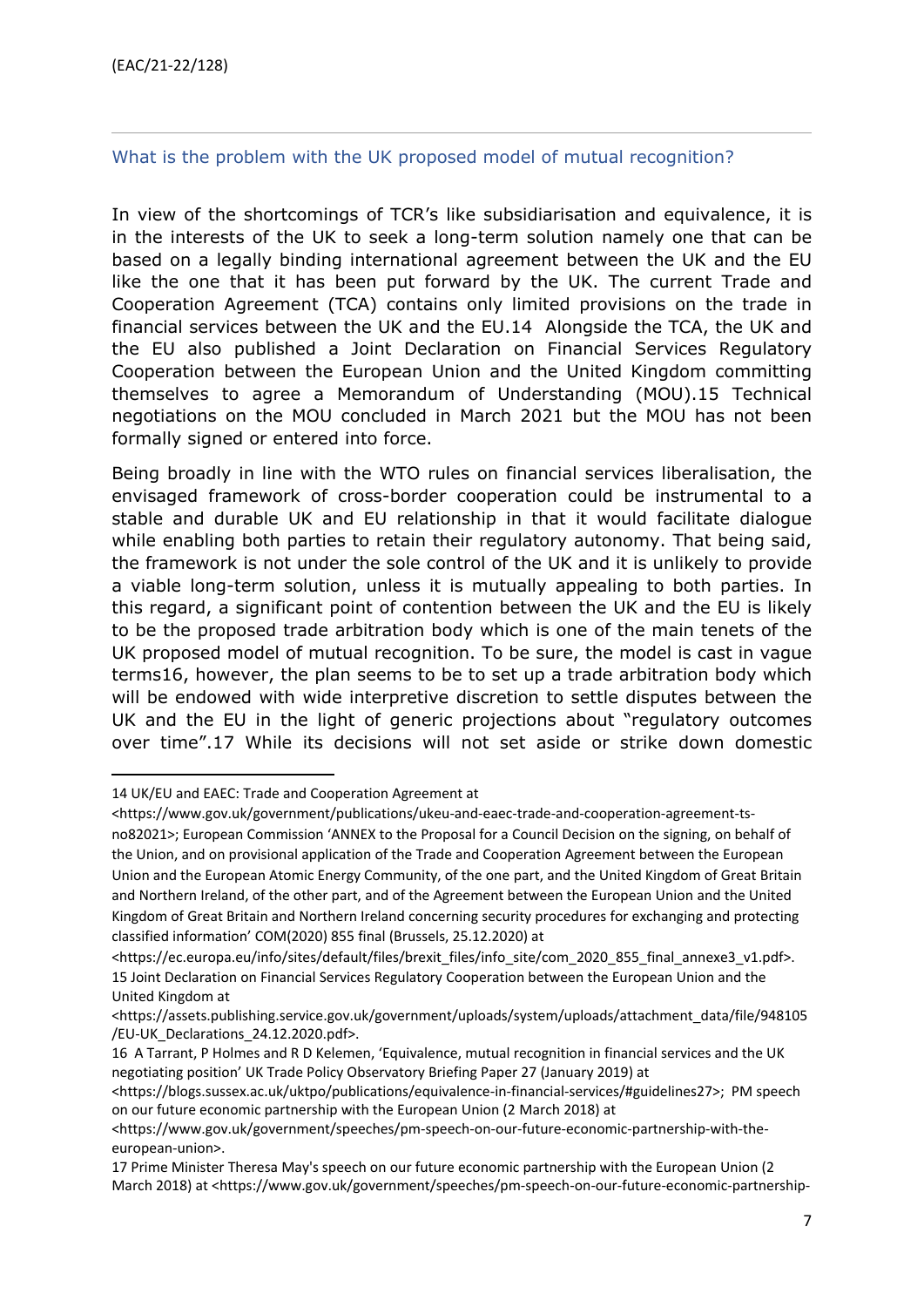(EAC/21-22/128)

## What is the problem with the UK proposed model of mutual recognition?

In view of the shortcomings of TCR's like subsidiarisation and equivalence, it is in the interests of the UK to seek a long-term solution namely one that can be based on a legally binding international agreement between the UK and the EU like the one that it has been put forward by the UK. The current Trade and Cooperation Agreement (TCA) contains only limited provisions on the trade in financial services between the UK and the EU.[14] Alongside the TCA, the UK and the EU also published a Joint Declaration on Financial Services Regulatory Cooperation between the European Union and the United Kingdom committing themselves to agree a Memorandum of Understanding (MOU).[15] Technical negotiations on the MOU concluded in March 2021 but the MOU has not been formally signed or entered into force.

Being broadly in line with the WTO rules on financial services liberalisation, the envisaged framework of cross-border cooperation could be instrumental to a stable and durable UK and EU relationship in that it would facilitate dialogue while enabling both parties to retain their regulatory autonomy. That being said, the framework is not under the sole control of the UK and it is unlikely to provide a viable long-term solution, unless it is mutually appealing to both parties. In this regard, a significant point of contention between the UK and the EU is likely to be the proposed trade arbitration body which is one of the main tenets of the UK proposed model of mutual recognition. To be sure, the model is cast in vague terms[16], however, the plan seems to be to set up a trade arbitration body which will be endowed with wide interpretive discretion to settle disputes between the UK and the EU in the light of generic projections about "regulatory outcomes over time".[17] While its decisions will not set aside or strike down domestic

---

14 UK/EU and EAEC: Trade and Cooperation Agreement at <https://www.gov.uk/government/publications/ukeu-and-eaec-trade-and-cooperation-agreement-ts-no82021>; European Commission 'ANNEX to the Proposal for a Council Decision on the signing, on behalf of the Union, and on provisional application of the Trade and Cooperation Agreement between the European Union and the European Atomic Energy Community, of the one part, and the United Kingdom of Great Britain and Northern Ireland, of the other part, and of the Agreement between the European Union and the United Kingdom of Great Britain and Northern Ireland concerning security procedures for exchanging and protecting classified information' COM(2020) 855 final (Brussels, 25.12.2020) at <https://ec.europa.eu/info/sites/default/files/brexit_files/info_site/com_2020_855_final_annexe3_v1.pdf>.

15 Joint Declaration on Financial Services Regulatory Cooperation between the European Union and the United Kingdom at <https://assets.publishing.service.gov.uk/government/uploads/system/uploads/attachment_data/file/948105/EU-UK_Declarations_24.12.2020.pdf>.

16 A Tarrant, P Holmes and R D Kelemen, 'Equivalence, mutual recognition in financial services and the UK negotiating position' UK Trade Policy Observatory Briefing Paper 27 (January 2019) at <https://blogs.sussex.ac.uk/uktpo/publications/equivalence-in-financial-services/#guidelines27>; PM speech on our future economic partnership with the European Union (2 March 2018) at <https://www.gov.uk/government/speeches/pm-speech-on-our-future-economic-partnership-with-the-european-union>.

17 Prime Minister Theresa May's speech on our future economic partnership with the European Union (2 March 2018) at <https://www.gov.uk/government/speeches/pm-speech-on-our-future-economic-partnership-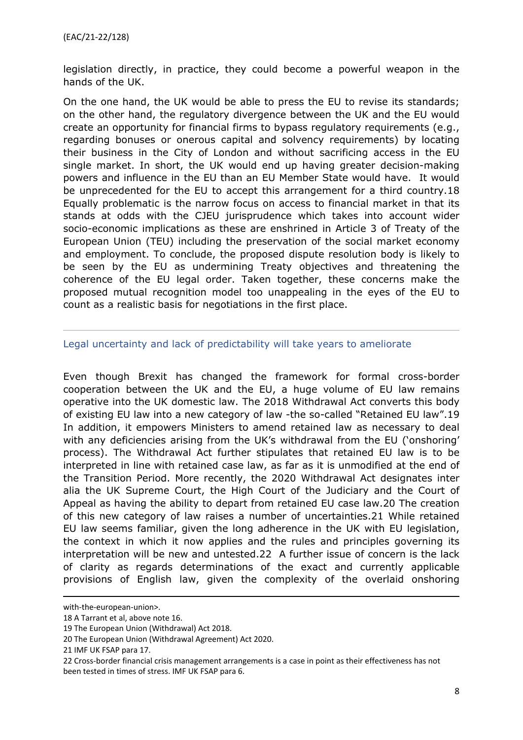legislation directly, in practice, they could become a powerful weapon in the hands of the UK.

On the one hand, the UK would be able to press the EU to revise its standards; on the other hand, the regulatory divergence between the UK and the EU would create an opportunity for financial firms to bypass regulatory requirements (e.g., regarding bonuses or onerous capital and solvency requirements) by locating their business in the City of London and without sacrificing access in the EU single market. In short, the UK would end up having greater decision-making powers and influence in the EU than an EU Member State would have. It would be unprecedented for the EU to accept this arrangement for a third country.[18] Equally problematic is the narrow focus on access to financial market in that its stands at odds with the CJEU jurisprudence which takes into account wider socio-economic implications as these are enshrined in Article 3 of Treaty of the European Union (TEU) including the preservation of the social market economy and employment. To conclude, the proposed dispute resolution body is likely to be seen by the EU as undermining Treaty objectives and threatening the coherence of the EU legal order. Taken together, these concerns make the proposed mutual recognition model too unappealing in the eyes of the EU to count as a realistic basis for negotiations in the first place.

---

## Legal uncertainty and lack of predictability will take years to ameliorate

Even though Brexit has changed the framework for formal cross-border cooperation between the UK and the EU, a huge volume of EU law remains operative into the UK domestic law. The 2018 Withdrawal Act converts this body of existing EU law into a new category of law -the so-called "Retained EU law".[19] In addition, it empowers Ministers to amend retained law as necessary to deal with any deficiencies arising from the UK's withdrawal from the EU ('onshoring' process). The Withdrawal Act further stipulates that retained EU law is to be interpreted in line with retained case law, as far as it is unmodified at the end of the Transition Period. More recently, the 2020 Withdrawal Act designates inter alia the UK Supreme Court, the High Court of the Judiciary and the Court of Appeal as having the ability to depart from retained EU case law.[20] The creation of this new category of law raises a number of uncertainties.[21] While retained EU law seems familiar, given the long adherence in the UK with EU legislation, the context in which it now applies and the rules and principles governing its interpretation will be new and untested.[22] A further issue of concern is the lack of clarity as regards determinations of the exact and currently applicable provisions of English law, given the complexity of the overlaid onshoring

---

with-the-european-union>.

18 A Tarrant et al, above note 16.

19 The European Union (Withdrawal) Act 2018.

20 The European Union (Withdrawal Agreement) Act 2020.

21 IMF UK FSAP para 17.

22 Cross-border financial crisis management arrangements is a case in point as their effectiveness has not been tested in times of stress. IMF UK FSAP para 6.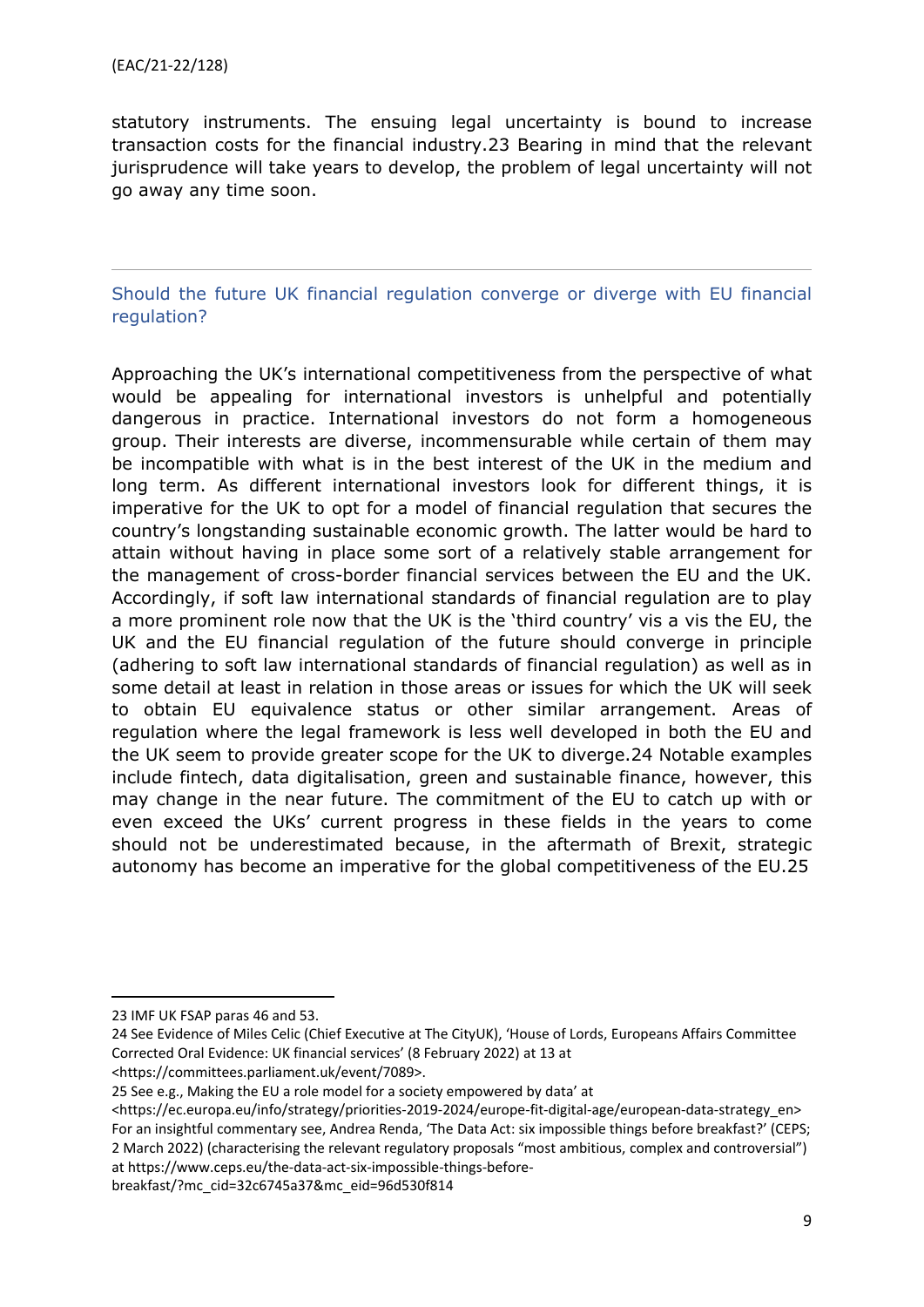statutory instruments. The ensuing legal uncertainty is bound to increase transaction costs for the financial industry.[23] Bearing in mind that the relevant jurisprudence will take years to develop, the problem of legal uncertainty will not go away any time soon.

---

## Should the future UK financial regulation converge or diverge with EU financial regulation?

Approaching the UK's international competitiveness from the perspective of what would be appealing for international investors is unhelpful and potentially dangerous in practice. International investors do not form a homogeneous group. Their interests are diverse, incommensurable while certain of them may be incompatible with what is in the best interest of the UK in the medium and long term. As different international investors look for different things, it is imperative for the UK to opt for a model of financial regulation that secures the country's longstanding sustainable economic growth. The latter would be hard to attain without having in place some sort of a relatively stable arrangement for the management of cross-border financial services between the EU and the UK. Accordingly, if soft law international standards of financial regulation are to play a more prominent role now that the UK is the 'third country' vis a vis the EU, the UK and the EU financial regulation of the future should converge in principle (adhering to soft law international standards of financial regulation) as well as in some detail at least in relation in those areas or issues for which the UK will seek to obtain EU equivalence status or other similar arrangement. Areas of regulation where the legal framework is less well developed in both the EU and the UK seem to provide greater scope for the UK to diverge.[24] Notable examples include fintech, data digitalisation, green and sustainable finance, however, this may change in the near future. The commitment of the EU to catch up with or even exceed the UKs' current progress in these fields in the years to come should not be underestimated because, in the aftermath of Brexit, strategic autonomy has become an imperative for the global competitiveness of the EU.[25]

---

23 IMF UK FSAP paras 46 and 53.

24 See Evidence of Miles Celic (Chief Executive at The CityUK), 'House of Lords, Europeans Affairs Committee Corrected Oral Evidence: UK financial services' (8 February 2022) at 13 at <https://committees.parliament.uk/event/7089>.

25 See e.g., Making the EU a role model for a society empowered by data' at <https://ec.europa.eu/info/strategy/priorities-2019-2024/europe-fit-digital-age/european-data-strategy_en> For an insightful commentary see, Andrea Renda, 'The Data Act: six impossible things before breakfast?' (CEPS; 2 March 2022) (characterising the relevant regulatory proposals "most ambitious, complex and controversial") at https://www.ceps.eu/the-data-act-six-impossible-things-before-breakfast/?mc_cid=32c6745a37&mc_eid=96d530f814